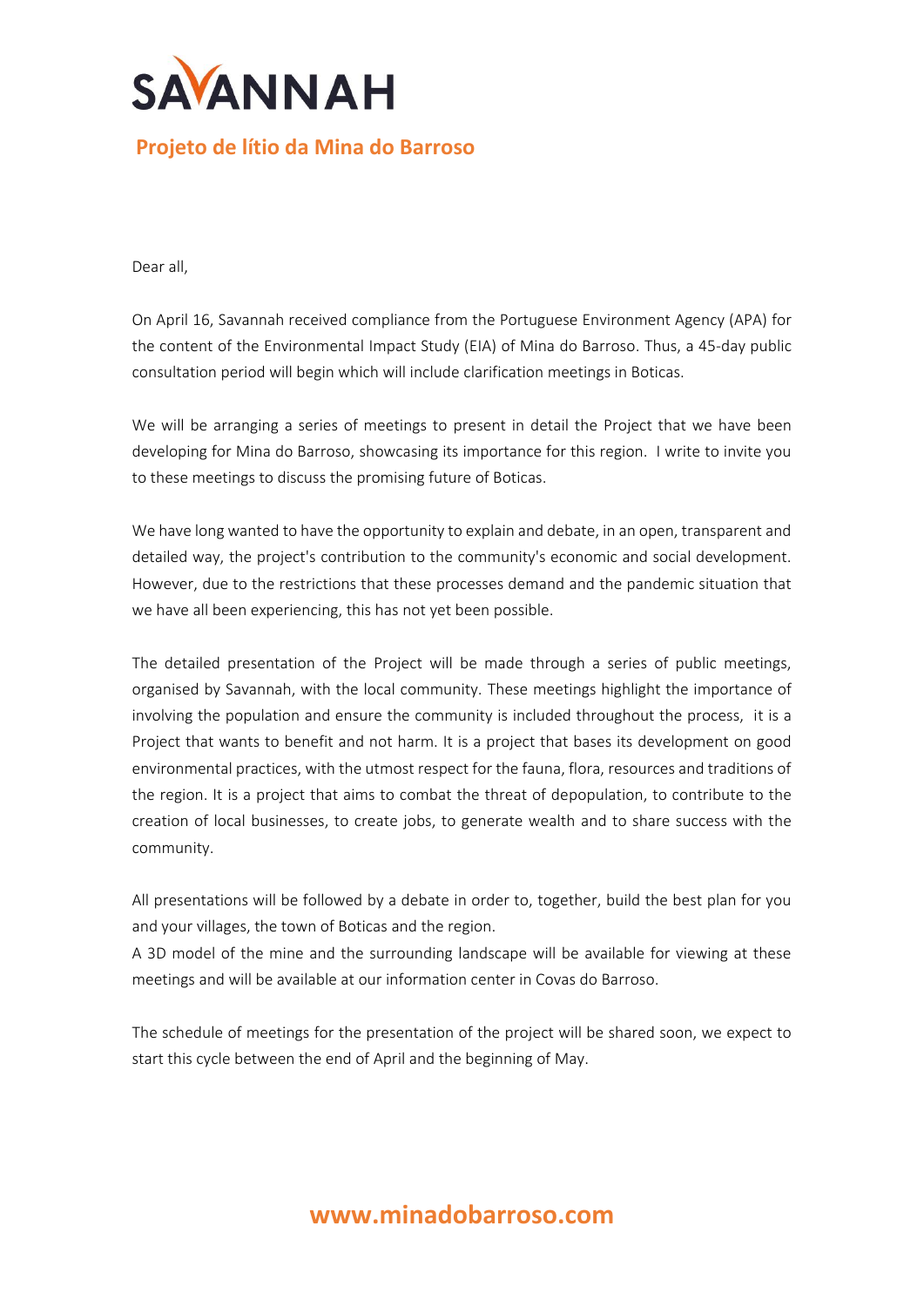# SAVANNAH

## Projeto de lítio da Mina do Barroso

Dear all,

On April 16, Savannah received compliance from the Portuguese Environment Agency (APA) for the content of the Environmental Impact Study (EIA) of Mina do Barroso. Thus, a 45-day public consultation period will begin which will include clarification meetings in Boticas.

We will be arranging a series of meetings to present in detail the Project that we have been developing for Mina do Barroso, showcasing its importance for this region. I write to invite you to these meetings to discuss the promising future of Boticas.

We have long wanted to have the opportunity to explain and debate, in an open, transparent and detailed way, the project's contribution to the community's economic and social development. However, due to the restrictions that these processes demand and the pandemic situation that we have all been experiencing, this has not yet been possible.

The detailed presentation of the Project will be made through a series of public meetings, organised by Savannah, with the local community. These meetings highlight the importance of involving the population and ensure the community is included throughout the process, it is a Project that wants to benefit and not harm. It is a project that bases its development on good environmental practices, with the utmost respect for the fauna, flora, resources and traditions of the region. It is a project that aims to combat the threat of depopulation, to contribute to the creation of local businesses, to create jobs, to generate wealth and to share success with the community.

All presentations will be followed by a debate in order to, together, build the best plan for you and your villages, the town of Boticas and the region.
A 3D model of the mine and the surrounding landscape will be available for viewing at these meetings and will be available at our information center in Covas do Barroso.

The schedule of meetings for the presentation of the project will be shared soon, we expect to start this cycle between the end of April and the beginning of May.

**www.minadobarroso.com**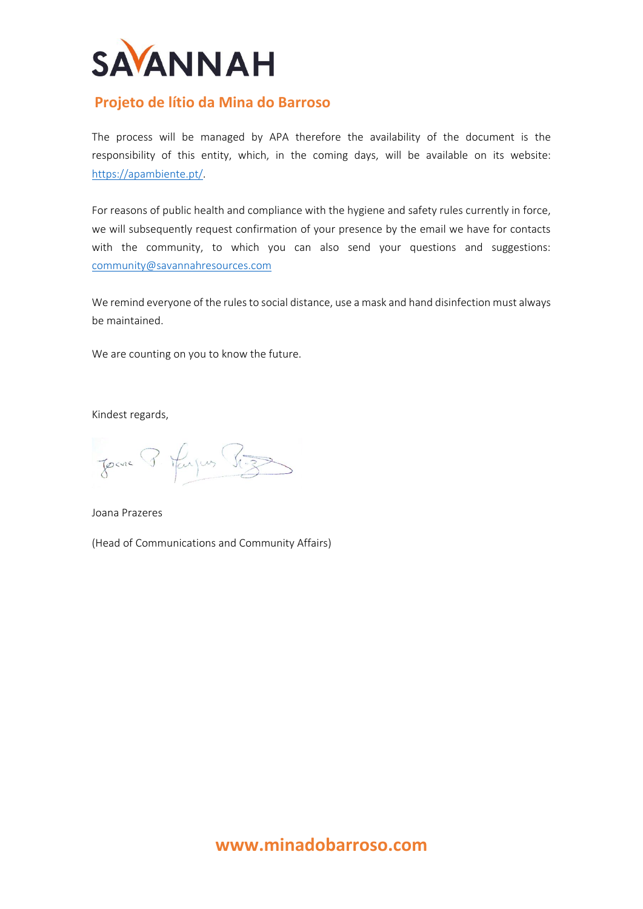SAVANNAH

## Projeto de lítio da Mina do Barroso

The process will be managed by APA therefore the availability of the document is the responsibility of this entity, which, in the coming days, will be available on its website: https://apambiente.pt/.

For reasons of public health and compliance with the hygiene and safety rules currently in force, we will subsequently request confirmation of your presence by the email we have for contacts with the community, to which you can also send your questions and suggestions: community@savannahresources.com

We remind everyone of the rules to social distance, use a mask and hand disinfection must always be maintained.

We are counting on you to know the future.

Kindest regards,

Joana Prazeres

(Head of Communications and Community Affairs)

**www.minadobarroso.com**